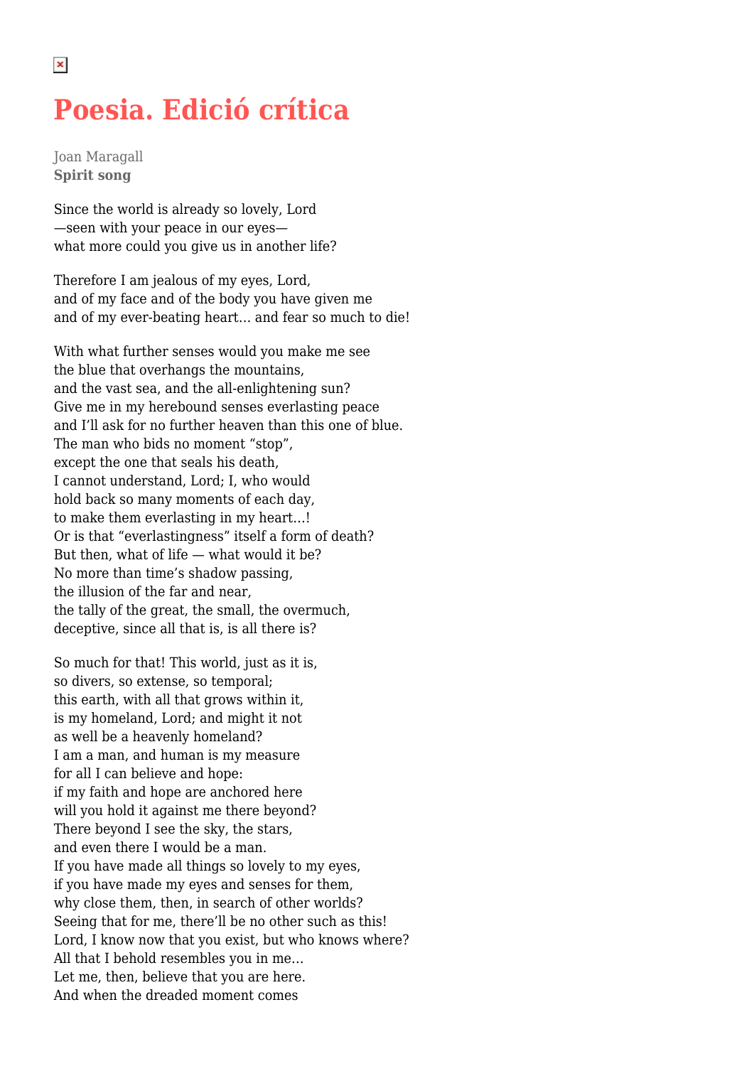# Poesia. Edició crítica

Joan Maragall
**Spirit song**

Since the world is already so lovely, Lord
—seen with your peace in our eyes—
what more could you give us in another life?

Therefore I am jealous of my eyes, Lord,
and of my face and of the body you have given me
and of my ever-beating heart… and fear so much to die!

With what further senses would you make me see
the blue that overhangs the mountains,
and the vast sea, and the all-enlightening sun?
Give me in my herebound senses everlasting peace
and I'll ask for no further heaven than this one of blue.
The man who bids no moment "stop",
except the one that seals his death,
I cannot understand, Lord; I, who would
hold back so many moments of each day,
to make them everlasting in my heart…!
Or is that "everlastingness" itself a form of death?
But then, what of life — what would it be?
No more than time's shadow passing,
the illusion of the far and near,
the tally of the great, the small, the overmuch,
deceptive, since all that is, is all there is?

So much for that! This world, just as it is,
so divers, so extense, so temporal;
this earth, with all that grows within it,
is my homeland, Lord; and might it not
as well be a heavenly homeland?
I am a man, and human is my measure
for all I can believe and hope:
if my faith and hope are anchored here
will you hold it against me there beyond?
There beyond I see the sky, the stars,
and even there I would be a man.
If you have made all things so lovely to my eyes,
if you have made my eyes and senses for them,
why close them, then, in search of other worlds?
Seeing that for me, there'll be no other such as this!
Lord, I know now that you exist, but who knows where?
All that I behold resembles you in me…
Let me, then, believe that you are here.
And when the dreaded moment comes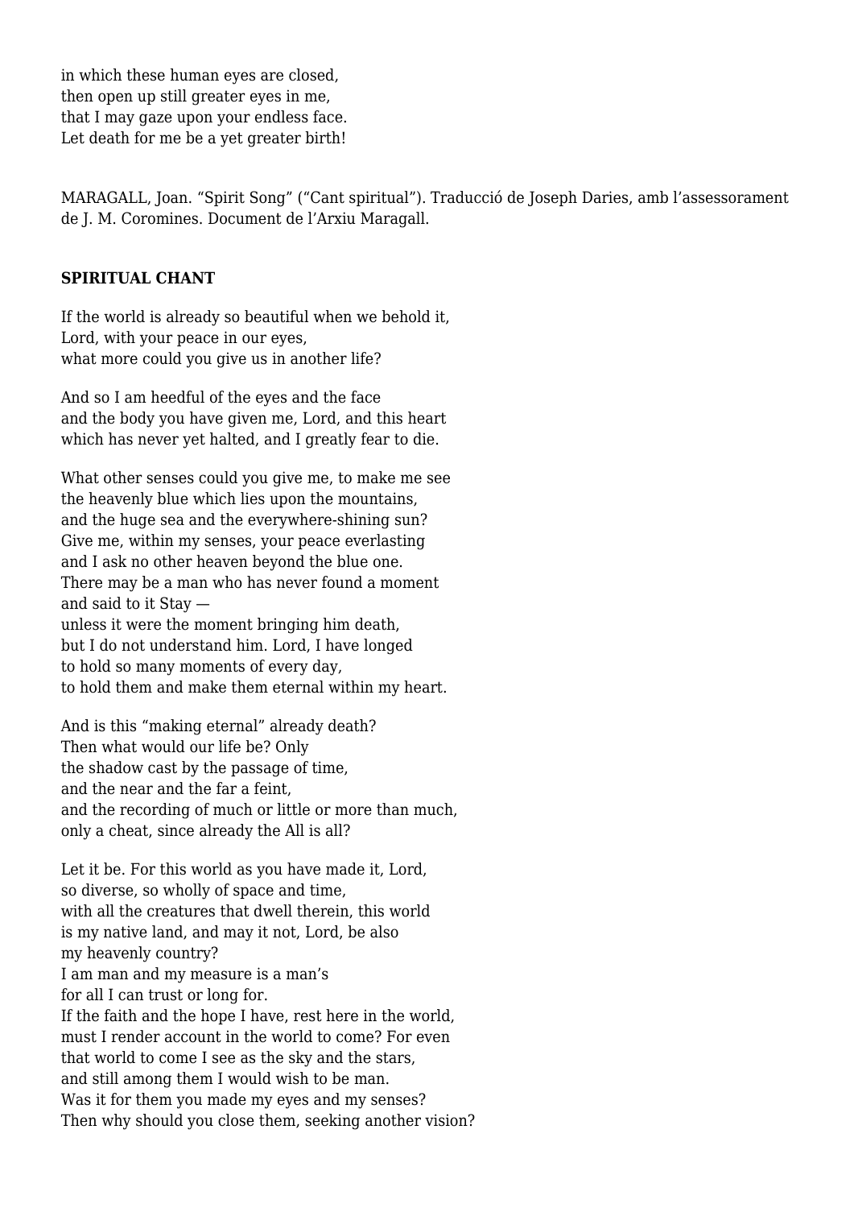in which these human eyes are closed,
then open up still greater eyes in me,
that I may gaze upon your endless face.
Let death for me be a yet greater birth!

MARAGALL, Joan. “Spirit Song” (“Cant spiritual”). Traducció de Joseph Daries, amb l’assessorament de J. M. Coromines. Document de l’Arxiu Maragall.

**SPIRITUAL CHANT**

If the world is already so beautiful when we behold it,
Lord, with your peace in our eyes,
what more could you give us in another life?

And so I am heedful of the eyes and the face
and the body you have given me, Lord, and this heart
which has never yet halted, and I greatly fear to die.

What other senses could you give me, to make me see
the heavenly blue which lies upon the mountains,
and the huge sea and the everywhere-shining sun?
Give me, within my senses, your peace everlasting
and I ask no other heaven beyond the blue one.
There may be a man who has never found a moment
and said to it Stay —
unless it were the moment bringing him death,
but I do not understand him. Lord, I have longed
to hold so many moments of every day,
to hold them and make them eternal within my heart.

And is this “making eternal” already death?
Then what would our life be? Only
the shadow cast by the passage of time,
and the near and the far a feint,
and the recording of much or little or more than much,
only a cheat, since already the All is all?

Let it be. For this world as you have made it, Lord,
so diverse, so wholly of space and time,
with all the creatures that dwell therein, this world
is my native land, and may it not, Lord, be also
my heavenly country?
I am man and my measure is a man’s
for all I can trust or long for.
If the faith and the hope I have, rest here in the world,
must I render account in the world to come? For even
that world to come I see as the sky and the stars,
and still among them I would wish to be man.
Was it for them you made my eyes and my senses?
Then why should you close them, seeking another vision?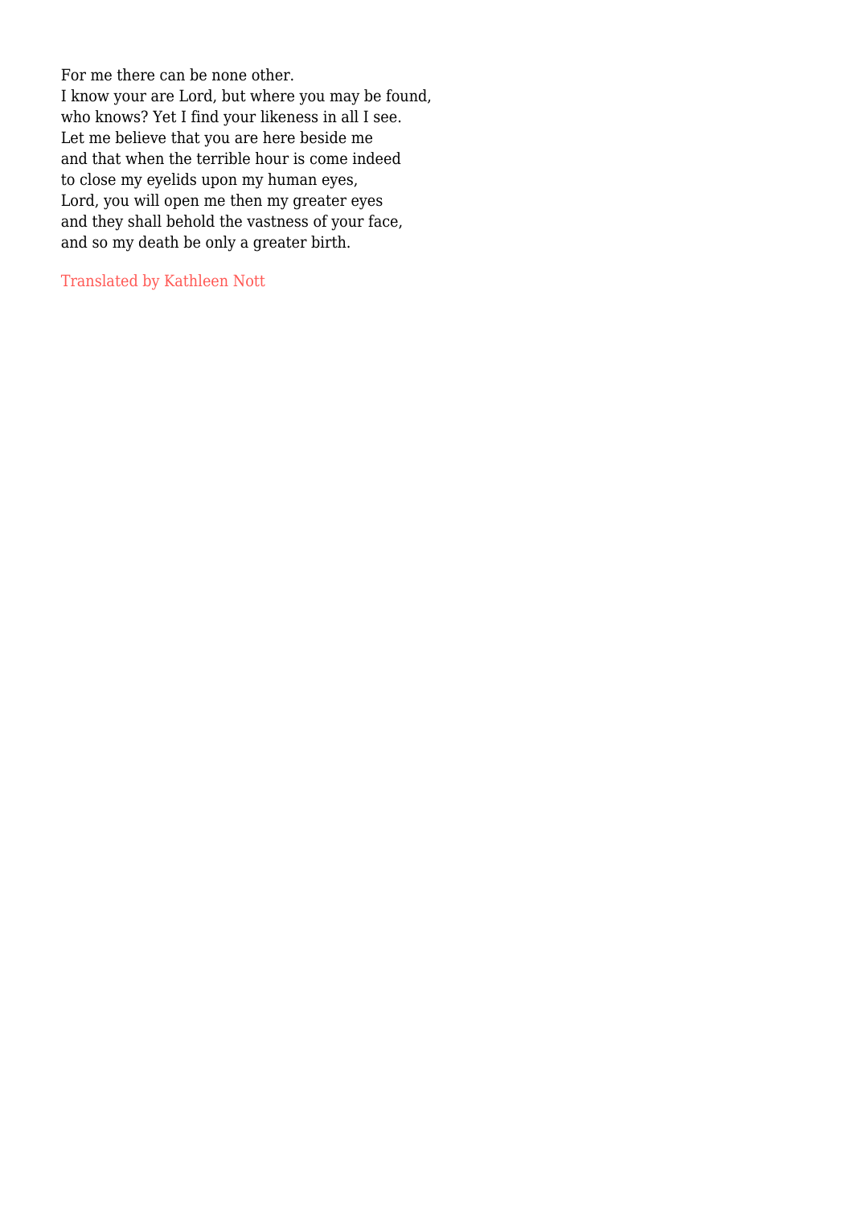For me there can be none other.  
I know your are Lord, but where you may be found,  
who knows? Yet I find your likeness in all I see.  
Let me believe that you are here beside me  
and that when the terrible hour is come indeed  
to close my eyelids upon my human eyes,  
Lord, you will open me then my greater eyes  
and they shall behold the vastness of your face,  
and so my death be only a greater birth.

Translated by Kathleen Nott